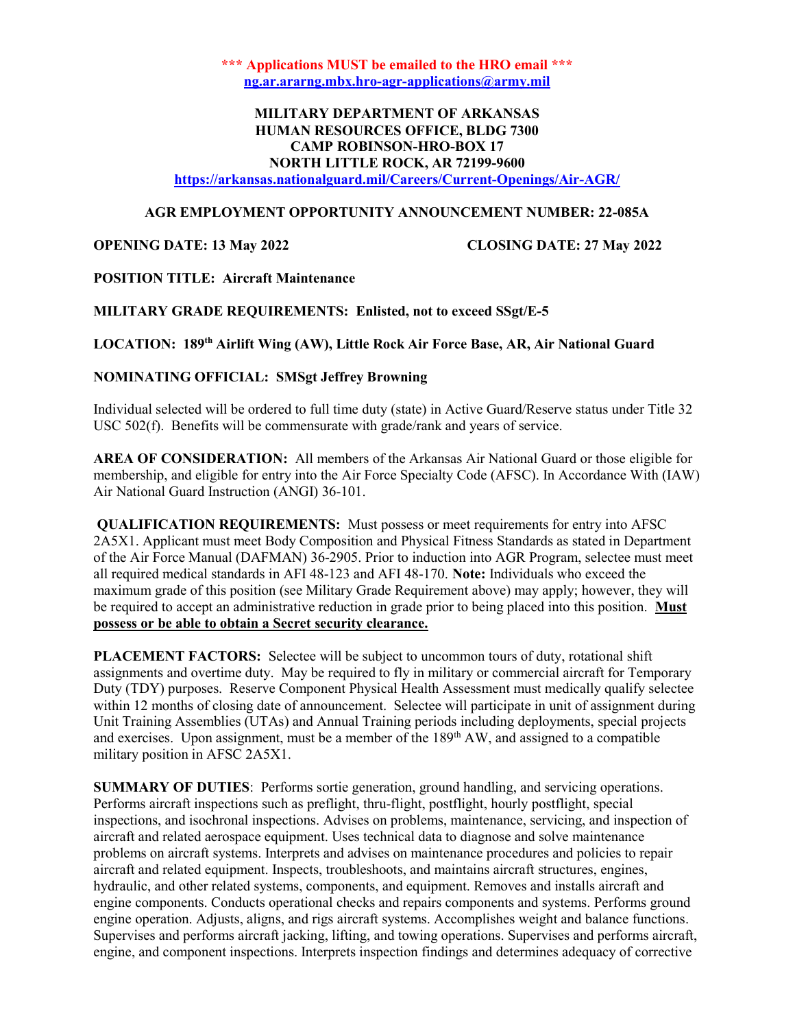**\*\*\* Applications MUST be emailed to the HRO email \*\*\***
**[ng.ar.ararng.mbx.hro-agr-applications@army.mil](mailto:ng.ar.ararng.mbx.hro-agr-applications@army.mil)**

**MILITARY DEPARTMENT OF ARKANSAS**
**HUMAN RESOURCES OFFICE, BLDG 7300**
**CAMP ROBINSON-HRO-BOX 17**
**NORTH LITTLE ROCK, AR 72199-9600**
**https://arkansas.nationalguard.mil/Careers/Current-Openings/Air-AGR/**

**AGR EMPLOYMENT OPPORTUNITY ANNOUNCEMENT NUMBER: 22-085A**

**OPENING DATE: 13 May 2022** **CLOSING DATE: 27 May 2022**

**POSITION TITLE: Aircraft Maintenance**

**MILITARY GRADE REQUIREMENTS: Enlisted, not to exceed SSgt/E-5**

**LOCATION: 189th Airlift Wing (AW), Little Rock Air Force Base, AR, Air National Guard**

**NOMINATING OFFICIAL: SMSgt Jeffrey Browning**

Individual selected will be ordered to full time duty (state) in Active Guard/Reserve status under Title 32 USC 502(f). Benefits will be commensurate with grade/rank and years of service.

**AREA OF CONSIDERATION:** All members of the Arkansas Air National Guard or those eligible for membership, and eligible for entry into the Air Force Specialty Code (AFSC). In Accordance With (IAW) Air National Guard Instruction (ANGI) 36-101.

**QUALIFICATION REQUIREMENTS:** Must possess or meet requirements for entry into AFSC 2A5X1. Applicant must meet Body Composition and Physical Fitness Standards as stated in Department of the Air Force Manual (DAFMAN) 36-2905. Prior to induction into AGR Program, selectee must meet all required medical standards in AFI 48-123 and AFI 48-170. **Note:** Individuals who exceed the maximum grade of this position (see Military Grade Requirement above) may apply; however, they will be required to accept an administrative reduction in grade prior to being placed into this position. **Must possess or be able to obtain a Secret security clearance.**

**PLACEMENT FACTORS:** Selectee will be subject to uncommon tours of duty, rotational shift assignments and overtime duty. May be required to fly in military or commercial aircraft for Temporary Duty (TDY) purposes. Reserve Component Physical Health Assessment must medically qualify selectee within 12 months of closing date of announcement. Selectee will participate in unit of assignment during Unit Training Assemblies (UTAs) and Annual Training periods including deployments, special projects and exercises. Upon assignment, must be a member of the 189th AW, and assigned to a compatible military position in AFSC 2A5X1.

**SUMMARY OF DUTIES**: Performs sortie generation, ground handling, and servicing operations. Performs aircraft inspections such as preflight, thru-flight, postflight, hourly postflight, special inspections, and isochronal inspections. Advises on problems, maintenance, servicing, and inspection of aircraft and related aerospace equipment. Uses technical data to diagnose and solve maintenance problems on aircraft systems. Interprets and advises on maintenance procedures and policies to repair aircraft and related equipment. Inspects, troubleshoots, and maintains aircraft structures, engines, hydraulic, and other related systems, components, and equipment. Removes and installs aircraft and engine components. Conducts operational checks and repairs components and systems. Performs ground engine operation. Adjusts, aligns, and rigs aircraft systems. Accomplishes weight and balance functions. Supervises and performs aircraft jacking, lifting, and towing operations. Supervises and performs aircraft, engine, and component inspections. Interprets inspection findings and determines adequacy of corrective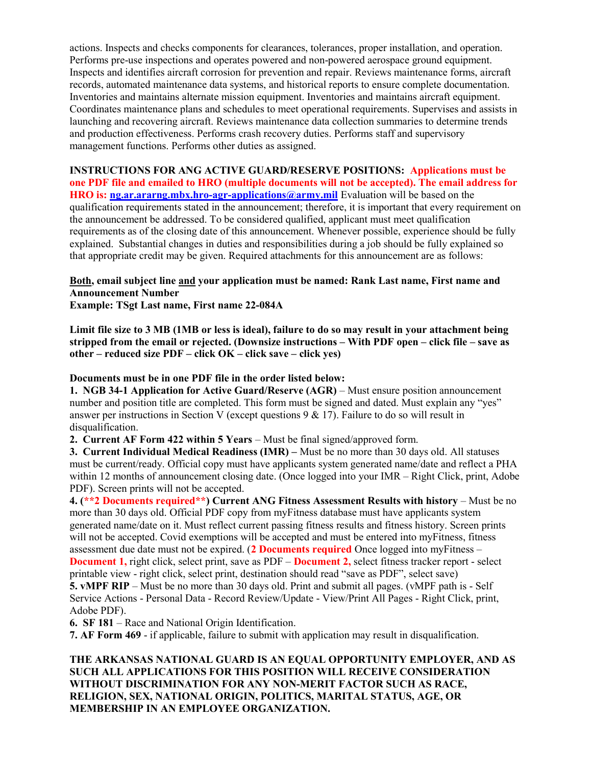actions. Inspects and checks components for clearances, tolerances, proper installation, and operation. Performs pre-use inspections and operates powered and non-powered aerospace ground equipment. Inspects and identifies aircraft corrosion for prevention and repair. Reviews maintenance forms, aircraft records, automated maintenance data systems, and historical reports to ensure complete documentation. Inventories and maintains alternate mission equipment. Inventories and maintains aircraft equipment. Coordinates maintenance plans and schedules to meet operational requirements. Supervises and assists in launching and recovering aircraft. Reviews maintenance data collection summaries to determine trends and production effectiveness. Performs crash recovery duties. Performs staff and supervisory management functions. Performs other duties as assigned.

**INSTRUCTIONS FOR ANG ACTIVE GUARD/RESERVE POSITIONS:** **Applications must be one PDF file and emailed to HRO (multiple documents will not be accepted). The email address for HRO is: ng.ar.ararng.mbx.hro-agr-applications@army.mil** Evaluation will be based on the qualification requirements stated in the announcement; therefore, it is important that every requirement on the announcement be addressed. To be considered qualified, applicant must meet qualification requirements as of the closing date of this announcement. Whenever possible, experience should be fully explained. Substantial changes in duties and responsibilities during a job should be fully explained so that appropriate credit may be given. Required attachments for this announcement are as follows:

**Both, email subject line and your application must be named: Rank Last name, First name and Announcement Number**
**Example: TSgt Last name, First name 22-084A**

**Limit file size to 3 MB (1MB or less is ideal), failure to do so may result in your attachment being stripped from the email or rejected. (Downsize instructions – With PDF open – click file – save as other – reduced size PDF – click OK – click save – click yes)**

**Documents must be in one PDF file in the order listed below:**

1. **NGB 34-1 Application for Active Guard/Reserve (AGR)** – Must ensure position announcement number and position title are completed. This form must be signed and dated. Must explain any "yes" answer per instructions in Section V (except questions 9 & 17). Failure to do so will result in disqualification.
2. **Current AF Form 422 within 5 Years** – Must be final signed/approved form.
3. **Current Individual Medical Readiness (IMR) –** Must be no more than 30 days old. All statuses must be current/ready. Official copy must have applicants system generated name/date and reflect a PHA within 12 months of announcement closing date. (Once logged into your IMR – Right Click, print, Adobe PDF). Screen prints will not be accepted.
4. **(\*\*2 Documents required\*\*) Current ANG Fitness Assessment Results with history** – Must be no more than 30 days old. Official PDF copy from myFitness database must have applicants system generated name/date on it. Must reflect current passing fitness results and fitness history. Screen prints will not be accepted. Covid exemptions will be accepted and must be entered into myFitness, fitness assessment due date must not be expired. (**2 Documents required** Once logged into myFitness – **Document 1,** right click, select print, save as PDF – **Document 2,** select fitness tracker report - select printable view - right click, select print, destination should read "save as PDF", select save)
5. **vMPF RIP** – Must be no more than 30 days old. Print and submit all pages. (vMPF path is - Self Service Actions - Personal Data - Record Review/Update - View/Print All Pages - Right Click, print, Adobe PDF).
6. **SF 181** – Race and National Origin Identification.
7. **AF Form 469** - if applicable, failure to submit with application may result in disqualification.

**THE ARKANSAS NATIONAL GUARD IS AN EQUAL OPPORTUNITY EMPLOYER, AND AS SUCH ALL APPLICATIONS FOR THIS POSITION WILL RECEIVE CONSIDERATION WITHOUT DISCRIMINATION FOR ANY NON-MERIT FACTOR SUCH AS RACE, RELIGION, SEX, NATIONAL ORIGIN, POLITICS, MARITAL STATUS, AGE, OR MEMBERSHIP IN AN EMPLOYEE ORGANIZATION.**